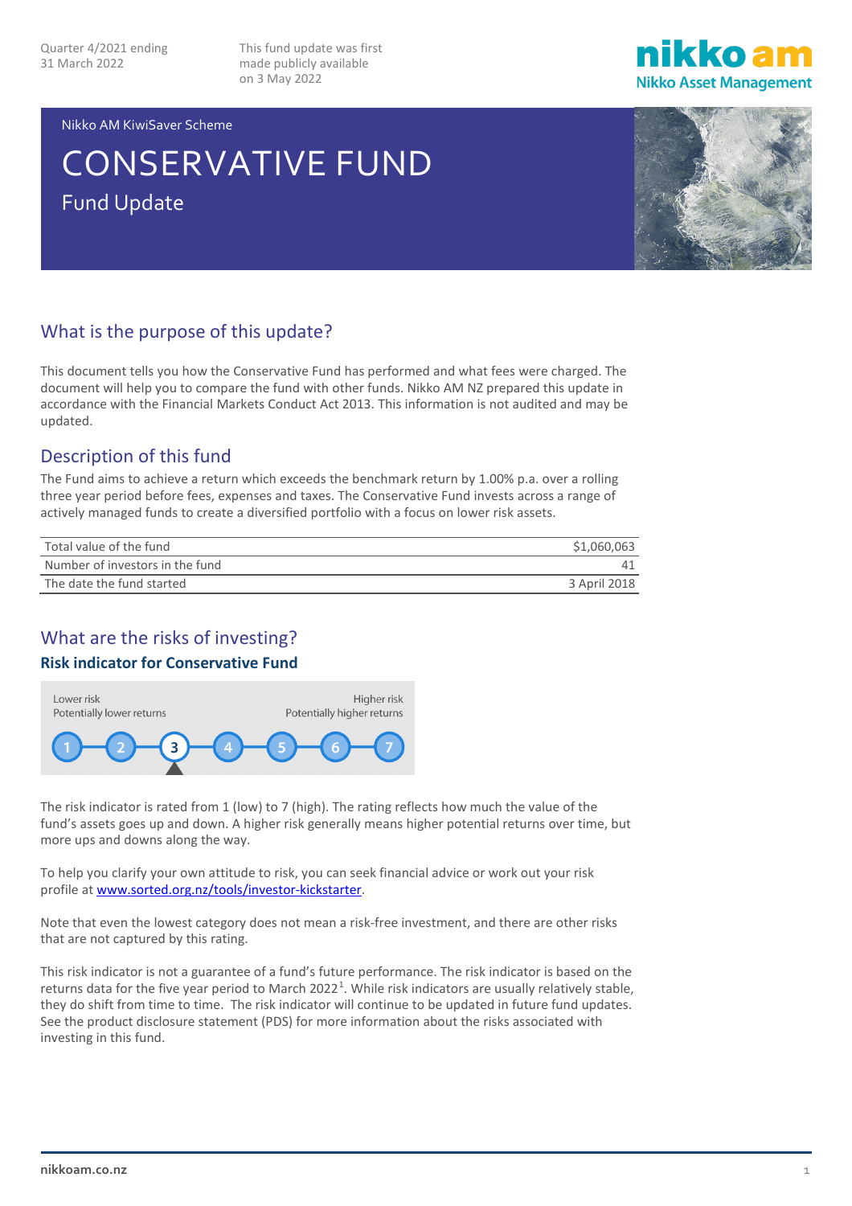Quarter 4/2021 ending
31 March 2022

This fund update was first made publicly available on 3 May 2022

nikko am
Nikko Asset Management

Nikko AM KiwiSaver Scheme

# CONSERVATIVE FUND

## Fund Update

## What is the purpose of this update?

This document tells you how the Conservative Fund has performed and what fees were charged. The document will help you to compare the fund with other funds. Nikko AM NZ prepared this update in accordance with the Financial Markets Conduct Act 2013. This information is not audited and may be updated.

## Description of this fund

The Fund aims to achieve a return which exceeds the benchmark return by 1.00% p.a. over a rolling three year period before fees, expenses and taxes. The Conservative Fund invests across a range of actively managed funds to create a diversified portfolio with a focus on lower risk assets.

| | |
|---|---|
| Total value of the fund | $1,060,063 |
| Number of investors in the fund | 41 |
| The date the fund started | 3 April 2018 |

## What are the risks of investing?

### Risk indicator for Conservative Fund

Lower risk
Potentially lower returns

Higher risk
Potentially higher returns

1 2 **3** 4 5 6 7

The risk indicator is rated from 1 (low) to 7 (high). The rating reflects how much the value of the fund's assets goes up and down. A higher risk generally means higher potential returns over time, but more ups and downs along the way.

To help you clarify your own attitude to risk, you can seek financial advice or work out your risk profile at www.sorted.org.nz/tools/investor-kickstarter.

Note that even the lowest category does not mean a risk-free investment, and there are other risks that are not captured by this rating.

This risk indicator is not a guarantee of a fund's future performance. The risk indicator is based on the returns data for the five year period to March 2022[1]. While risk indicators are usually relatively stable, they do shift from time to time. The risk indicator will continue to be updated in future fund updates. See the product disclosure statement (PDS) for more information about the risks associated with investing in this fund.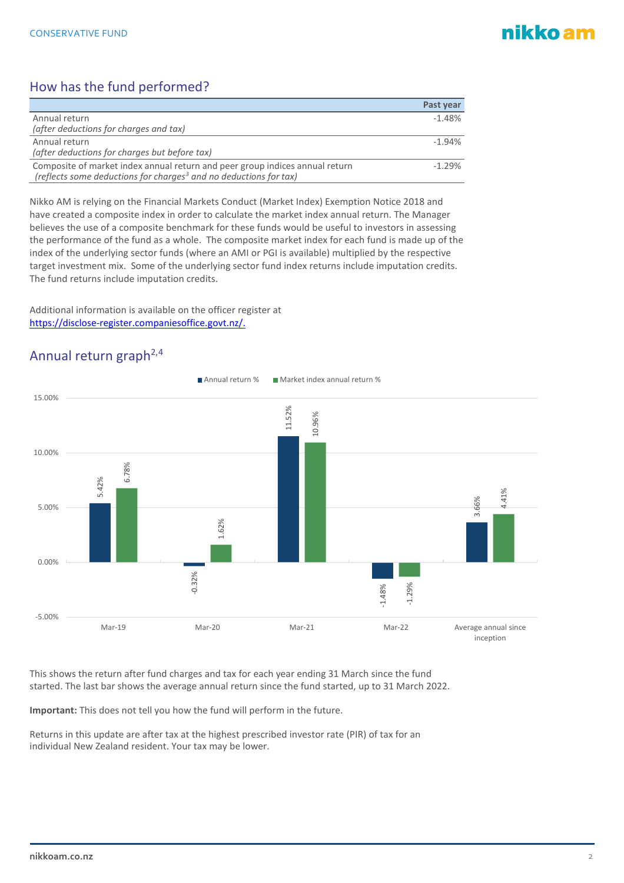## How has the fund performed?

| | Past year |
|---|---|
| Annual return<br>*(after deductions for charges and tax)* | -1.48% |
| Annual return<br>*(after deductions for charges but before tax)* | -1.94% |
| Composite of market index annual return and peer group indices annual return<br>*(reflects some deductions for charges[3] and no deductions for tax)* | -1.29% |

Nikko AM is relying on the Financial Markets Conduct (Market Index) Exemption Notice 2018 and have created a composite index in order to calculate the market index annual return. The Manager believes the use of a composite benchmark for these funds would be useful to investors in assessing the performance of the fund as a whole. The composite market index for each fund is made up of the index of the underlying sector funds (where an AMI or PGI is available) multiplied by the respective target investment mix. Some of the underlying sector fund index returns include imputation credits. The fund returns include imputation credits.

Additional information is available on the officer register at https://disclose-register.companiesoffice.govt.nz/.

## Annual return graph[2,4]

Annual return % | Market index annual return %

15.00%
10.00%
5.00%
0.00%
-5.00%

Mar-19: 5.42% | 6.78%
Mar-20: -0.32% | 1.62%
Mar-21: 11.52% | 10.96%
Mar-22: -1.48% | -1.29%
Average annual since inception: 3.66% | 4.41%

This shows the return after fund charges and tax for each year ending 31 March since the fund started. The last bar shows the average annual return since the fund started, up to 31 March 2022.

**Important:** This does not tell you how the fund will perform in the future.

Returns in this update are after tax at the highest prescribed investor rate (PIR) of tax for an individual New Zealand resident. Your tax may be lower.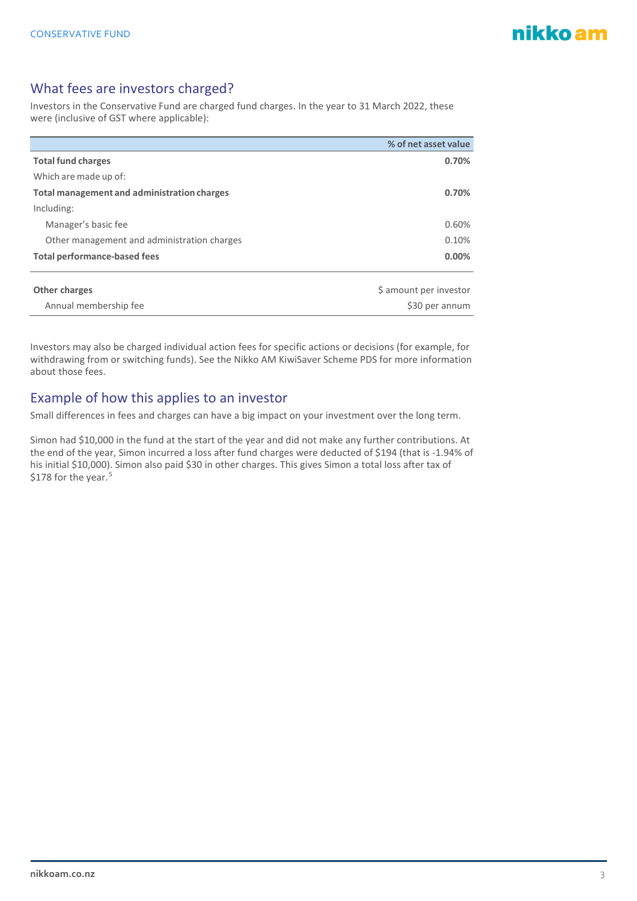## What fees are investors charged?

Investors in the Conservative Fund are charged fund charges. In the year to 31 March 2022, these were (inclusive of GST where applicable):

| | % of net asset value |
|---|---|
| **Total fund charges** | **0.70%** |
| Which are made up of: | |
| **Total management and administration charges** | **0.70%** |
| Including: | |
| Manager's basic fee | 0.60% |
| Other management and administration charges | 0.10% |
| **Total performance-based fees** | **0.00%** |

| **Other charges** | $ amount per investor |
|---|---|
| Annual membership fee | $30 per annum |

Investors may also be charged individual action fees for specific actions or decisions (for example, for withdrawing from or switching funds). See the Nikko AM KiwiSaver Scheme PDS for more information about those fees.

## Example of how this applies to an investor

Small differences in fees and charges can have a big impact on your investment over the long term.

Simon had $10,000 in the fund at the start of the year and did not make any further contributions. At the end of the year, Simon incurred a loss after fund charges were deducted of $194 (that is -1.94% of his initial $10,000). Simon also paid $30 in other charges. This gives Simon a total loss after tax of $178 for the year.[5]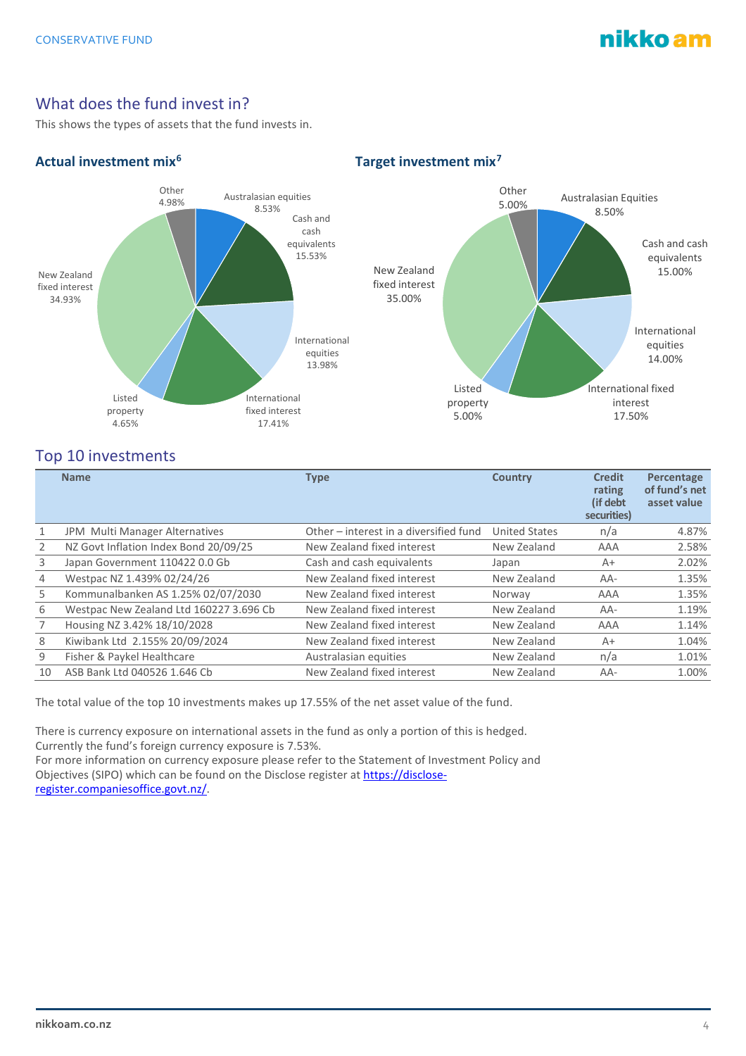## What does the fund invest in?

This shows the types of assets that the fund invests in.

### Actual investment mix[6]

Other
4.98%

Australasian equities
8.53%

Cash and cash equivalents
15.53%

International equities
13.98%

International fixed interest
17.41%

Listed property
4.65%

New Zealand fixed interest
34.93%

### Target investment mix[7]

Other
5.00%

Australasian Equities
8.50%

Cash and cash equivalents
15.00%

International equities
14.00%

International fixed interest
17.50%

Listed property
5.00%

New Zealand fixed interest
35.00%

## Top 10 investments

| | Name | Type | Country | Credit rating (if debt securities) | Percentage of fund's net asset value |
|---|---|---|---|---|---|
| 1 | JPM Multi Manager Alternatives | Other – interest in a diversified fund | United States | n/a | 4.87% |
| 2 | NZ Govt Inflation Index Bond 20/09/25 | New Zealand fixed interest | New Zealand | AAA | 2.58% |
| 3 | Japan Government 110422 0.0 Gb | Cash and cash equivalents | Japan | A+ | 2.02% |
| 4 | Westpac NZ 1.439% 02/24/26 | New Zealand fixed interest | New Zealand | AA- | 1.35% |
| 5 | Kommunalbanken AS 1.25% 02/07/2030 | New Zealand fixed interest | Norway | AAA | 1.35% |
| 6 | Westpac New Zealand Ltd 160227 3.696 Cb | New Zealand fixed interest | New Zealand | AA- | 1.19% |
| 7 | Housing NZ 3.42% 18/10/2028 | New Zealand fixed interest | New Zealand | AAA | 1.14% |
| 8 | Kiwibank Ltd 2.155% 20/09/2024 | New Zealand fixed interest | New Zealand | A+ | 1.04% |
| 9 | Fisher & Paykel Healthcare | Australasian equities | New Zealand | n/a | 1.01% |
| 10 | ASB Bank Ltd 040526 1.646 Cb | New Zealand fixed interest | New Zealand | AA- | 1.00% |

The total value of the top 10 investments makes up 17.55% of the net asset value of the fund.

There is currency exposure on international assets in the fund as only a portion of this is hedged. Currently the fund's foreign currency exposure is 7.53%.
For more information on currency exposure please refer to the Statement of Investment Policy and Objectives (SIPO) which can be found on the Disclose register at [https://disclose-register.companiesoffice.govt.nz/](https://disclose-register.companiesoffice.govt.nz/).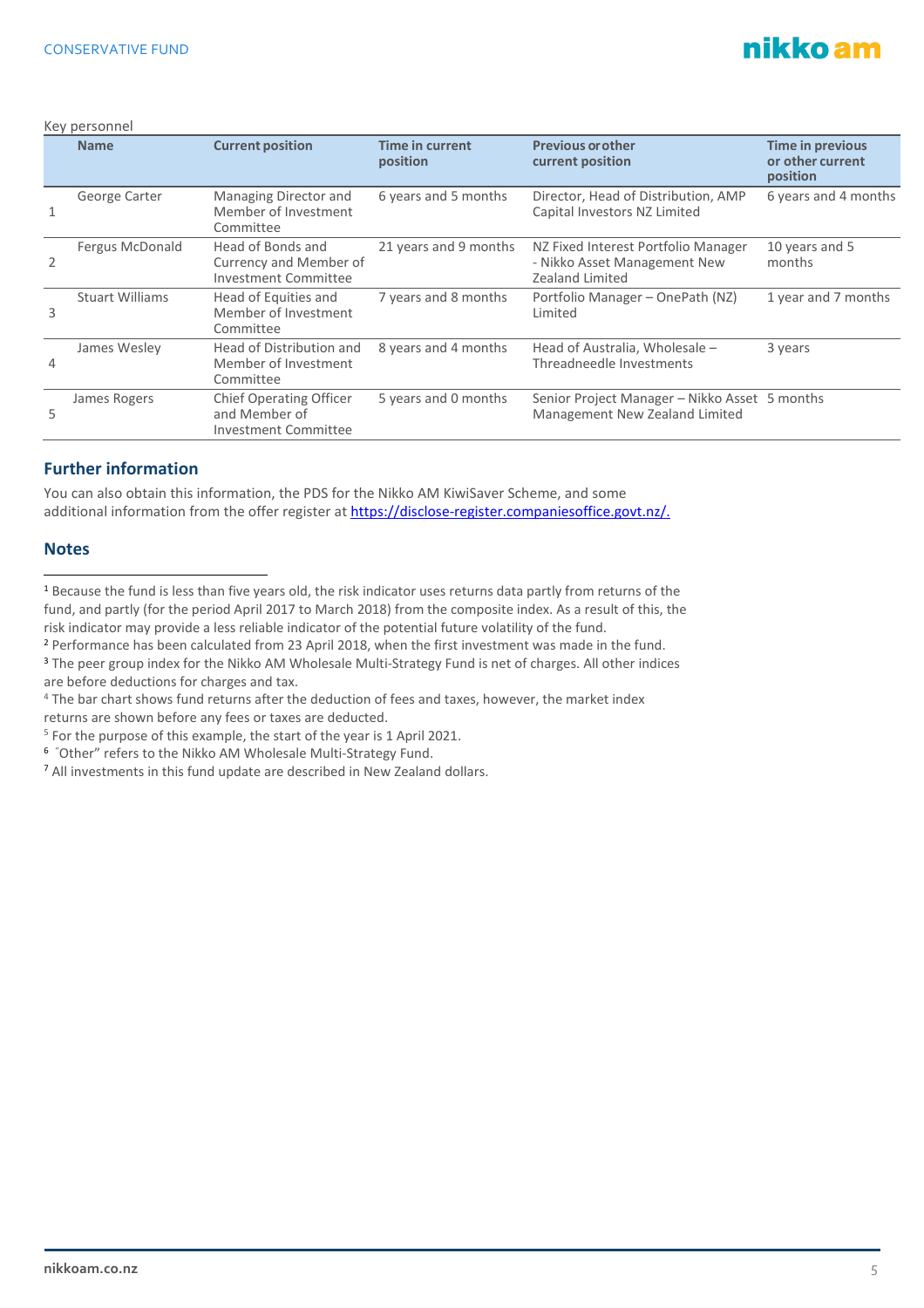Key personnel

| | Name | Current position | Time in current position | Previous or other current position | Time in previous or other current position |
|---|---|---|---|---|---|
| 1 | George Carter | Managing Director and Member of Investment Committee | 6 years and 5 months | Director, Head of Distribution, AMP Capital Investors NZ Limited | 6 years and 4 months |
| 2 | Fergus McDonald | Head of Bonds and Currency and Member of Investment Committee | 21 years and 9 months | NZ Fixed Interest Portfolio Manager - Nikko Asset Management New Zealand Limited | 10 years and 5 months |
| 3 | Stuart Williams | Head of Equities and Member of Investment Committee | 7 years and 8 months | Portfolio Manager – OnePath (NZ) Limited | 1 year and 7 months |
| 4 | James Wesley | Head of Distribution and Member of Investment Committee | 8 years and 4 months | Head of Australia, Wholesale – Threadneedle Investments | 3 years |
| 5 | James Rogers | Chief Operating Officer and Member of Investment Committee | 5 years and 0 months | Senior Project Manager – Nikko Asset Management New Zealand Limited | 5 months |

## Further information

You can also obtain this information, the PDS for the Nikko AM KiwiSaver Scheme, and some additional information from the offer register at https://disclose-register.companiesoffice.govt.nz/.

## Notes

[1] Because the fund is less than five years old, the risk indicator uses returns data partly from returns of the fund, and partly (for the period April 2017 to March 2018) from the composite index. As a result of this, the risk indicator may provide a less reliable indicator of the potential future volatility of the fund.
[2] Performance has been calculated from 23 April 2018, when the first investment was made in the fund.
[3] The peer group index for the Nikko AM Wholesale Multi-Strategy Fund is net of charges. All other indices are before deductions for charges and tax.
[4] The bar chart shows fund returns after the deduction of fees and taxes, however, the market index returns are shown before any fees or taxes are deducted.
[5] For the purpose of this example, the start of the year is 1 April 2021.
[6] "Other" refers to the Nikko AM Wholesale Multi-Strategy Fund.
[7] All investments in this fund update are described in New Zealand dollars.